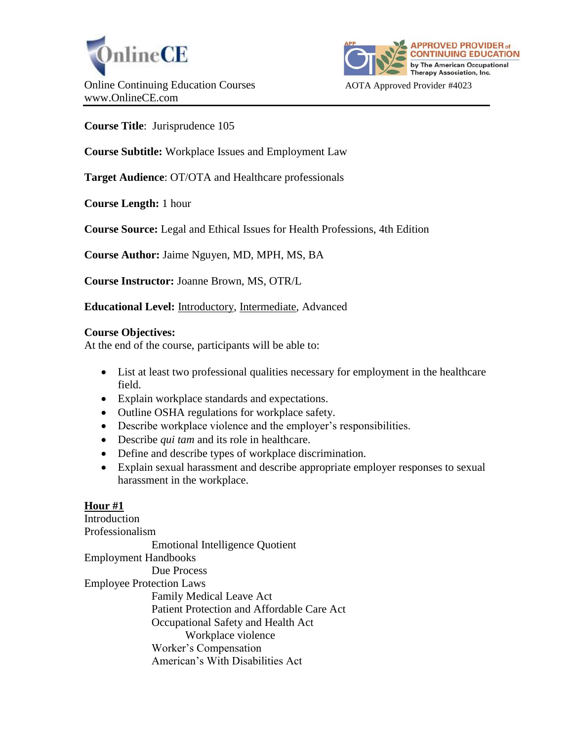OnlineCE

Online Continuing Education Courses
www.OnlineCE.com

APPROVED PROVIDER of CONTINUING EDUCATION by The American Occupational Therapy Association, Inc.

AOTA Approved Provider #4023

**Course Title**: Jurisprudence 105

**Course Subtitle:** Workplace Issues and Employment Law

**Target Audience**: OT/OTA and Healthcare professionals

**Course Length:** 1 hour

**Course Source:** Legal and Ethical Issues for Health Professions, 4th Edition

**Course Author:** Jaime Nguyen, MD, MPH, MS, BA

**Course Instructor:** Joanne Brown, MS, OTR/L

**Educational Level:** <u>Introductory</u>, <u>Intermediate</u>, Advanced

**Course Objectives:**
At the end of the course, participants will be able to:

- List at least two professional qualities necessary for employment in the healthcare field.
- Explain workplace standards and expectations.
- Outline OSHA regulations for workplace safety.
- Describe workplace violence and the employer's responsibilities.
- Describe *qui tam* and its role in healthcare.
- Define and describe types of workplace discrimination.
- Explain sexual harassment and describe appropriate employer responses to sexual harassment in the workplace.

**<u>Hour #1</u>**

Introduction
Professionalism
- Emotional Intelligence Quotient

Employment Handbooks
- Due Process

Employee Protection Laws
- Family Medical Leave Act
- Patient Protection and Affordable Care Act
- Occupational Safety and Health Act
  - Workplace violence
- Worker's Compensation
- American's With Disabilities Act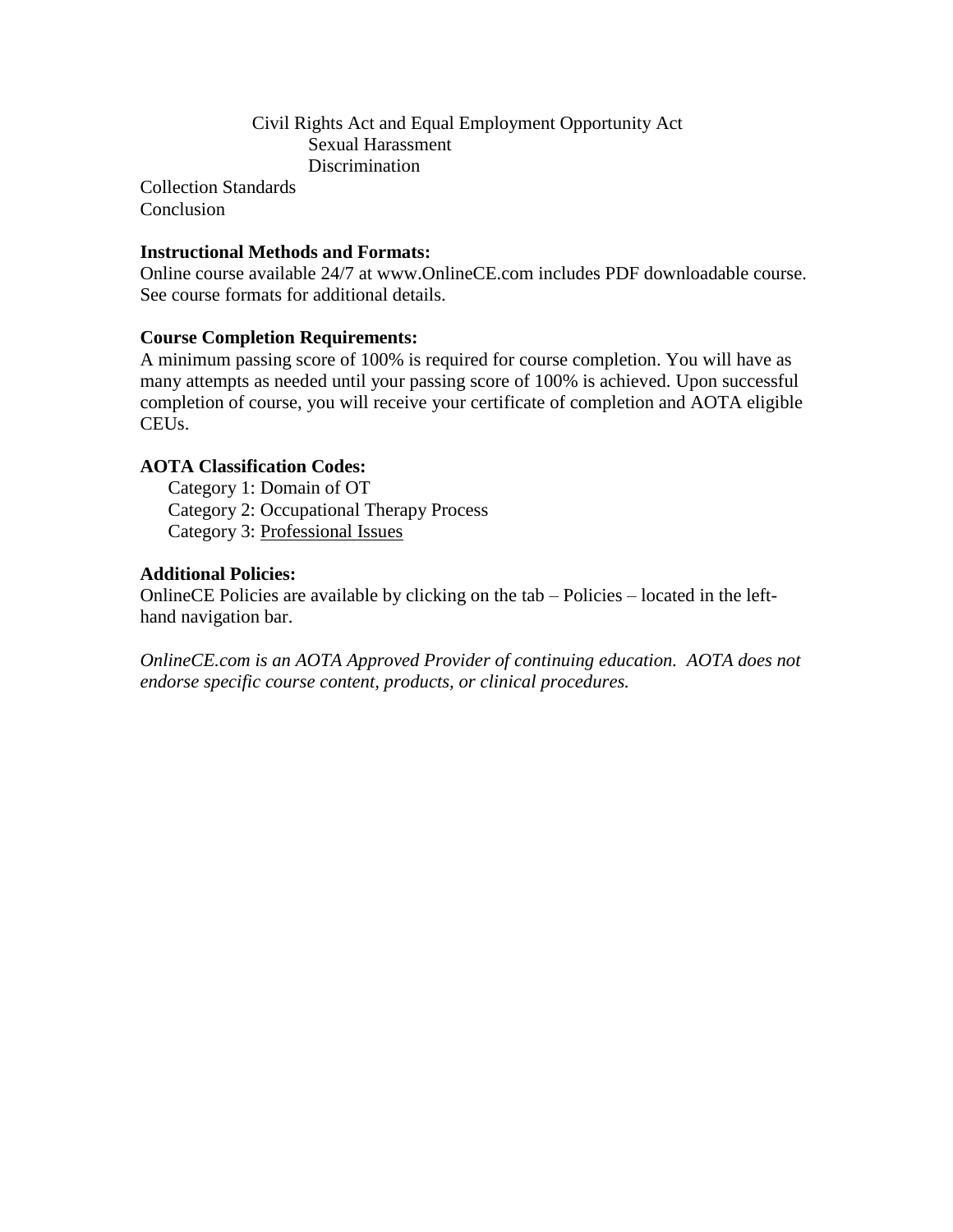- Civil Rights Act and Equal Employment Opportunity Act
            - Sexual Harassment
            - Discrimination
- Collection Standards
- Conclusion

**Instructional Methods and Formats:**
Online course available 24/7 at www.OnlineCE.com includes PDF downloadable course. See course formats for additional details.

**Course Completion Requirements:**
A minimum passing score of 100% is required for course completion. You will have as many attempts as needed until your passing score of 100% is achieved. Upon successful completion of course, you will receive your certificate of completion and AOTA eligible CEUs.

**AOTA Classification Codes:**
- Category 1: Domain of OT
- Category 2: Occupational Therapy Process
- Category 3: <u>Professional Issues</u>

**Additional Policies:**
OnlineCE Policies are available by clicking on the tab – Policies – located in the left-hand navigation bar.

*OnlineCE.com is an AOTA Approved Provider of continuing education. AOTA does not endorse specific course content, products, or clinical procedures.*